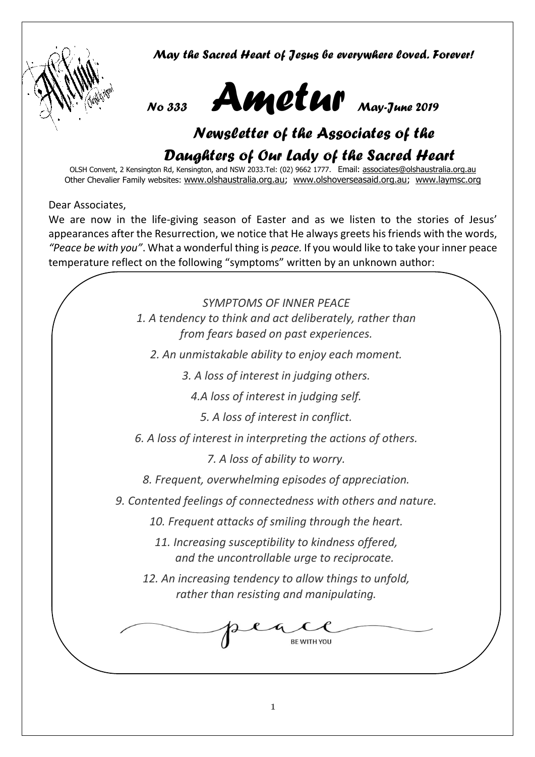*May the Sacred Heart of Jesus be everywhere loved. Forever!*

# *No 333* Ametur *May-June 2019*

## *Newsletter of the Associates of the Daughters of Our Lady of the Sacred Heart*

OLSH Convent, 2 Kensington Rd, Kensington, and NSW 2033.Tel: (02) 9662 1777. Email: associates@olshaustralia.org.au
Other Chevalier Family websites: www.olshaustralia.org.au; www.olshoverseasaid.org.au; www.laymsc.org

Dear Associates,

We are now in the life-giving season of Easter and as we listen to the stories of Jesus' appearances after the Resurrection, we notice that He always greets his friends with the words, *"Peace be with you"*. What a wonderful thing is *peace.* If you would like to take your inner peace temperature reflect on the following "symptoms" written by an unknown author:

*SYMPTOMS OF INNER PEACE*

*1. A tendency to think and act deliberately, rather than from fears based on past experiences.*

*2. An unmistakable ability to enjoy each moment.*

*3. A loss of interest in judging others.*

*4.A loss of interest in judging self.*

*5. A loss of interest in conflict.*

*6. A loss of interest in interpreting the actions of others.*

*7. A loss of ability to worry.*

*8. Frequent, overwhelming episodes of appreciation.*

*9. Contented feelings of connectedness with others and nature.*

*10. Frequent attacks of smiling through the heart.*

*11. Increasing susceptibility to kindness offered, and the uncontrollable urge to reciprocate.*

*12. An increasing tendency to allow things to unfold, rather than resisting and manipulating.*

peace BE WITH YOU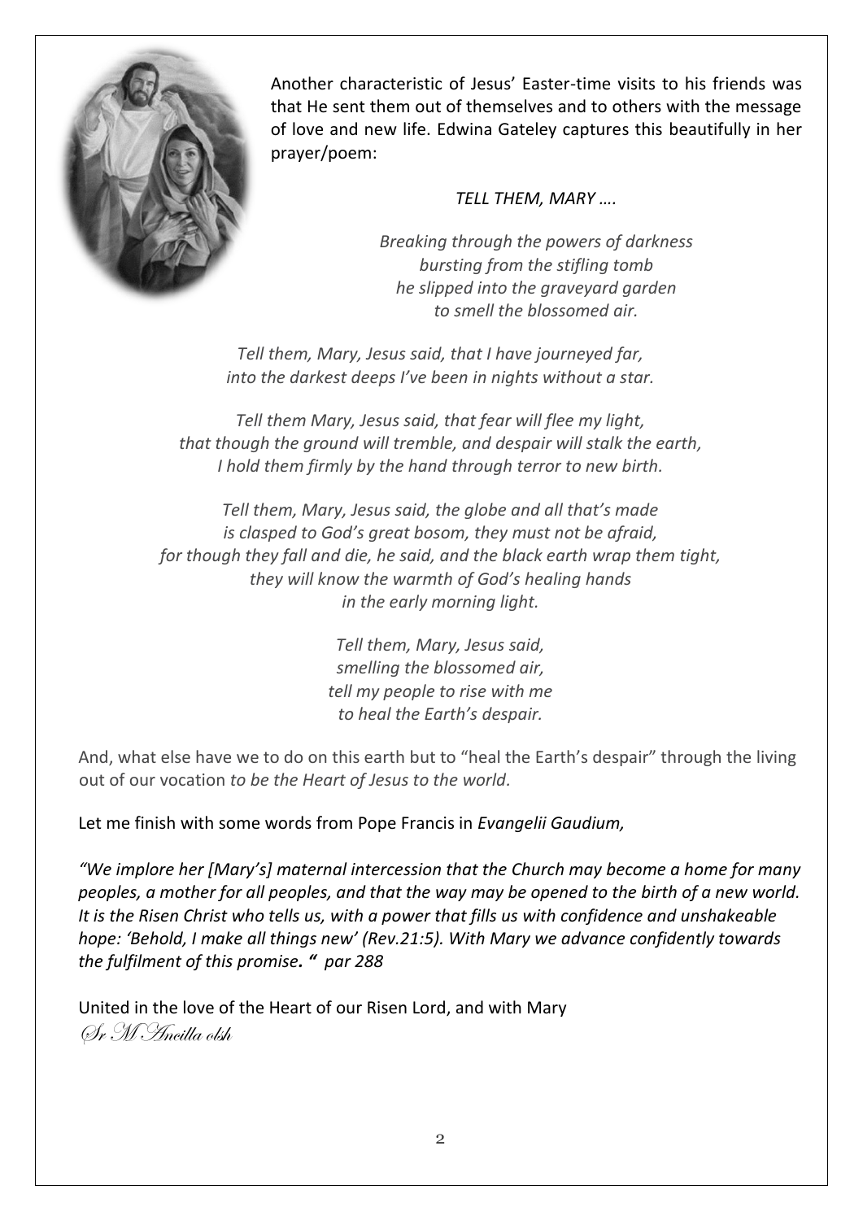Another characteristic of Jesus' Easter-time visits to his friends was that He sent them out of themselves and to others with the message of love and new life. Edwina Gateley captures this beautifully in her prayer/poem:

*TELL THEM, MARY ….*

*Breaking through the powers of darkness*
*bursting from the stifling tomb*
*he slipped into the graveyard garden*
*to smell the blossomed air.*

*Tell them, Mary, Jesus said, that I have journeyed far,*
*into the darkest deeps I've been in nights without a star.*

*Tell them Mary, Jesus said, that fear will flee my light,*
*that though the ground will tremble, and despair will stalk the earth,*
*I hold them firmly by the hand through terror to new birth.*

*Tell them, Mary, Jesus said, the globe and all that's made*
*is clasped to God's great bosom, they must not be afraid,*
*for though they fall and die, he said, and the black earth wrap them tight,*
*they will know the warmth of God's healing hands*
*in the early morning light.*

*Tell them, Mary, Jesus said,*
*smelling the blossomed air,*
*tell my people to rise with me*
*to heal the Earth's despair.*

And, what else have we to do on this earth but to "heal the Earth's despair" through the living out of our vocation *to be the Heart of Jesus to the world.*

Let me finish with some words from Pope Francis in *Evangelii Gaudium,*

*"We implore her [Mary's] maternal intercession that the Church may become a home for many peoples, a mother for all peoples, and that the way may be opened to the birth of a new world. It is the Risen Christ who tells us, with a power that fills us with confidence and unshakeable hope: 'Behold, I make all things new' (Rev.21:5). With Mary we advance confidently towards the fulfilment of this promise. " par 288*

United in the love of the Heart of our Risen Lord, and with Mary
*Sr M Ancilla olsh*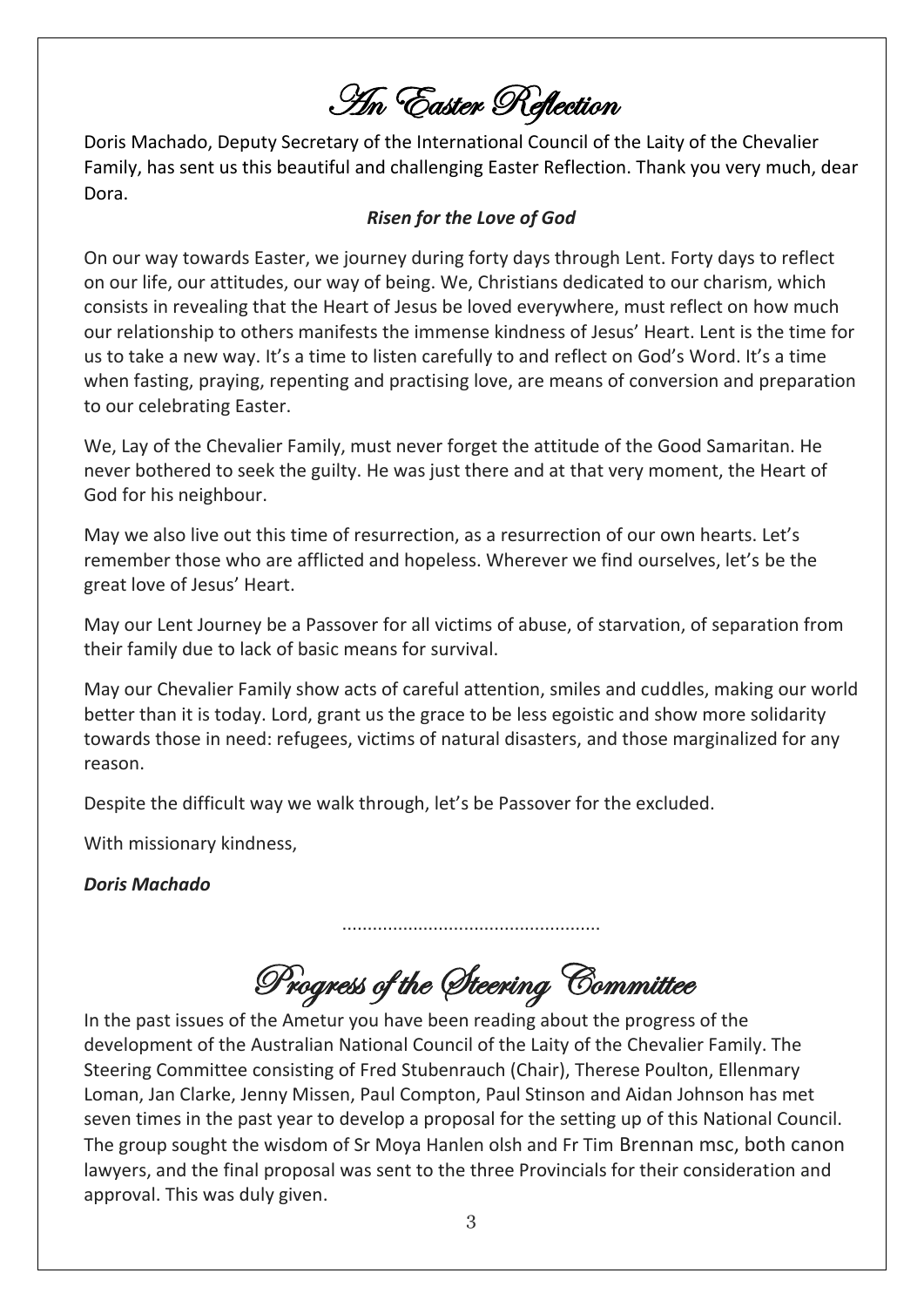# An Easter Reflection

Doris Machado, Deputy Secretary of the International Council of the Laity of the Chevalier Family, has sent us this beautiful and challenging Easter Reflection. Thank you very much, dear Dora.

***Risen for the Love of God***

On our way towards Easter, we journey during forty days through Lent. Forty days to reflect on our life, our attitudes, our way of being. We, Christians dedicated to our charism, which consists in revealing that the Heart of Jesus be loved everywhere, must reflect on how much our relationship to others manifests the immense kindness of Jesus' Heart. Lent is the time for us to take a new way. It's a time to listen carefully to and reflect on God's Word. It's a time when fasting, praying, repenting and practising love, are means of conversion and preparation to our celebrating Easter.

We, Lay of the Chevalier Family, must never forget the attitude of the Good Samaritan. He never bothered to seek the guilty. He was just there and at that very moment, the Heart of God for his neighbour.

May we also live out this time of resurrection, as a resurrection of our own hearts. Let's remember those who are afflicted and hopeless. Wherever we find ourselves, let's be the great love of Jesus' Heart.

May our Lent Journey be a Passover for all victims of abuse, of starvation, of separation from their family due to lack of basic means for survival.

May our Chevalier Family show acts of careful attention, smiles and cuddles, making our world better than it is today. Lord, grant us the grace to be less egoistic and show more solidarity towards those in need: refugees, victims of natural disasters, and those marginalized for any reason.

Despite the difficult way we walk through, let's be Passover for the excluded.

With missionary kindness,

***Doris Machado***

..................................................

# Progress of the Steering Committee

In the past issues of the Ametur you have been reading about the progress of the development of the Australian National Council of the Laity of the Chevalier Family. The Steering Committee consisting of Fred Stubenrauch (Chair), Therese Poulton, Ellenmary Loman, Jan Clarke, Jenny Missen, Paul Compton, Paul Stinson and Aidan Johnson has met seven times in the past year to develop a proposal for the setting up of this National Council. The group sought the wisdom of Sr Moya Hanlen olsh and Fr Tim Brennan msc, both canon lawyers, and the final proposal was sent to the three Provincials for their consideration and approval. This was duly given.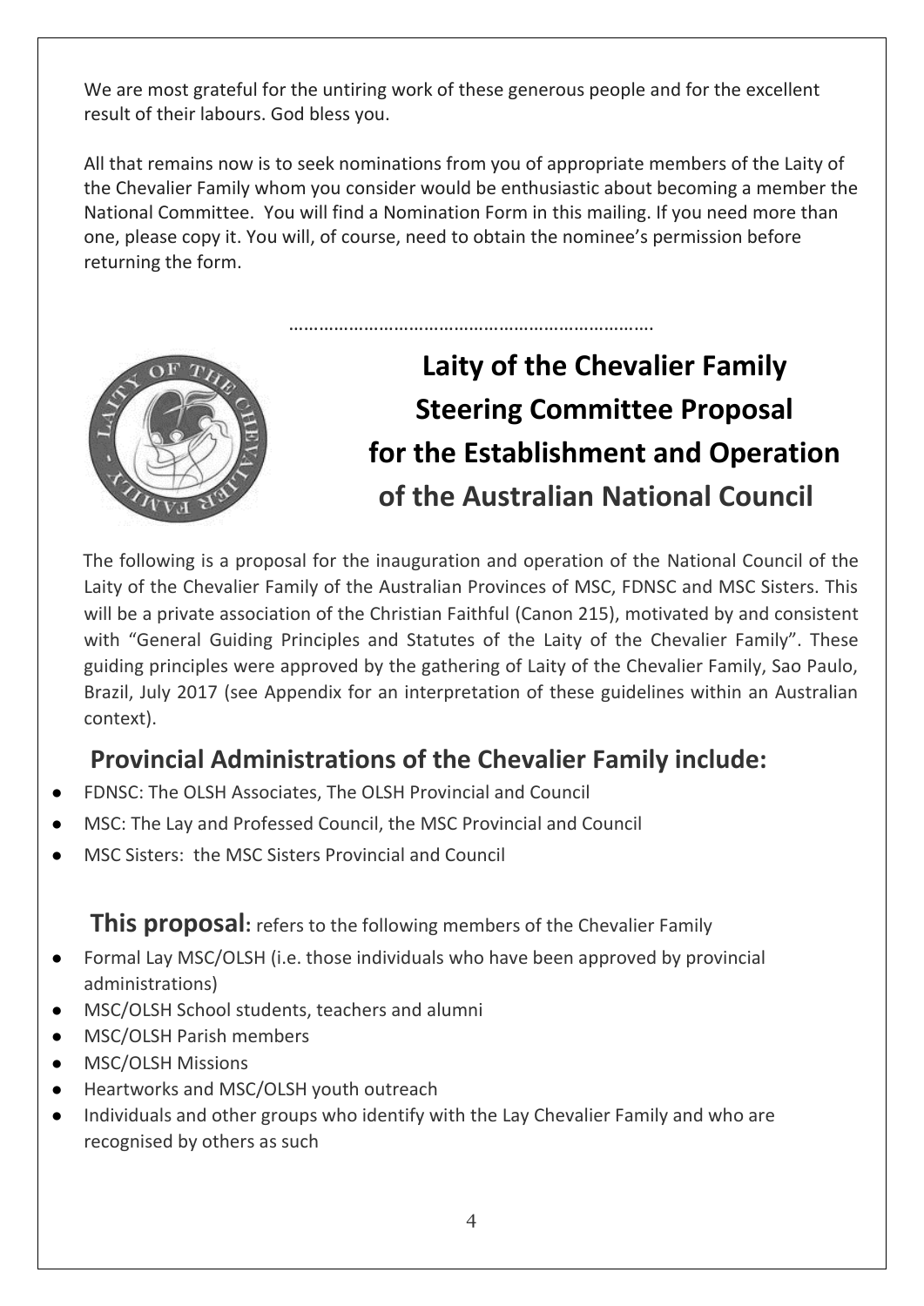We are most grateful for the untiring work of these generous people and for the excellent result of their labours. God bless you.

All that remains now is to seek nominations from you of appropriate members of the Laity of the Chevalier Family whom you consider would be enthusiastic about becoming a member the National Committee. You will find a Nomination Form in this mailing. If you need more than one, please copy it. You will, of course, need to obtain the nominee's permission before returning the form.

……………………………………………………………….

# Laity of the Chevalier Family Steering Committee Proposal for the Establishment and Operation of the Australian National Council

The following is a proposal for the inauguration and operation of the National Council of the Laity of the Chevalier Family of the Australian Provinces of MSC, FDNSC and MSC Sisters. This will be a private association of the Christian Faithful (Canon 215), motivated by and consistent with "General Guiding Principles and Statutes of the Laity of the Chevalier Family". These guiding principles were approved by the gathering of Laity of the Chevalier Family, Sao Paulo, Brazil, July 2017 (see Appendix for an interpretation of these guidelines within an Australian context).

## Provincial Administrations of the Chevalier Family include:

- FDNSC: The OLSH Associates, The OLSH Provincial and Council
- MSC: The Lay and Professed Council, the MSC Provincial and Council
- MSC Sisters: the MSC Sisters Provincial and Council

**This proposal:** refers to the following members of the Chevalier Family

- Formal Lay MSC/OLSH (i.e. those individuals who have been approved by provincial administrations)
- MSC/OLSH School students, teachers and alumni
- MSC/OLSH Parish members
- MSC/OLSH Missions
- Heartworks and MSC/OLSH youth outreach
- Individuals and other groups who identify with the Lay Chevalier Family and who are recognised by others as such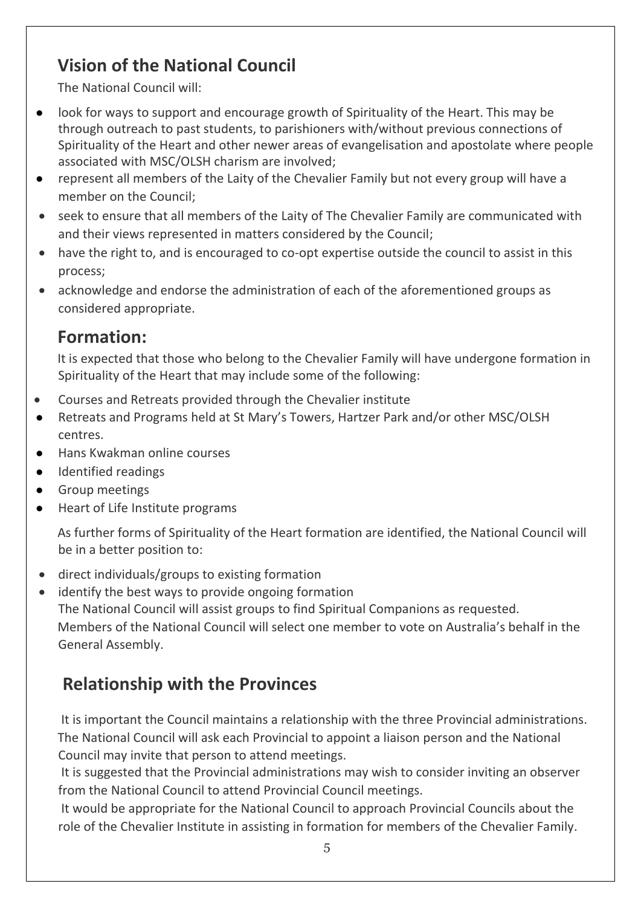## Vision of the National Council

The National Council will:

- look for ways to support and encourage growth of Spirituality of the Heart. This may be through outreach to past students, to parishioners with/without previous connections of Spirituality of the Heart and other newer areas of evangelisation and apostolate where people associated with MSC/OLSH charism are involved;
- represent all members of the Laity of the Chevalier Family but not every group will have a member on the Council;
- seek to ensure that all members of the Laity of The Chevalier Family are communicated with and their views represented in matters considered by the Council;
- have the right to, and is encouraged to co-opt expertise outside the council to assist in this process;
- acknowledge and endorse the administration of each of the aforementioned groups as considered appropriate.

## Formation:

It is expected that those who belong to the Chevalier Family will have undergone formation in Spirituality of the Heart that may include some of the following:

- Courses and Retreats provided through the Chevalier institute
- Retreats and Programs held at St Mary's Towers, Hartzer Park and/or other MSC/OLSH centres.
- Hans Kwakman online courses
- Identified readings
- Group meetings
- Heart of Life Institute programs

As further forms of Spirituality of the Heart formation are identified, the National Council will be in a better position to:

- direct individuals/groups to existing formation
- identify the best ways to provide ongoing formation

The National Council will assist groups to find Spiritual Companions as requested.

Members of the National Council will select one member to vote on Australia's behalf in the General Assembly.

## Relationship with the Provinces

It is important the Council maintains a relationship with the three Provincial administrations. The National Council will ask each Provincial to appoint a liaison person and the National Council may invite that person to attend meetings.

It is suggested that the Provincial administrations may wish to consider inviting an observer from the National Council to attend Provincial Council meetings.

It would be appropriate for the National Council to approach Provincial Councils about the role of the Chevalier Institute in assisting in formation for members of the Chevalier Family.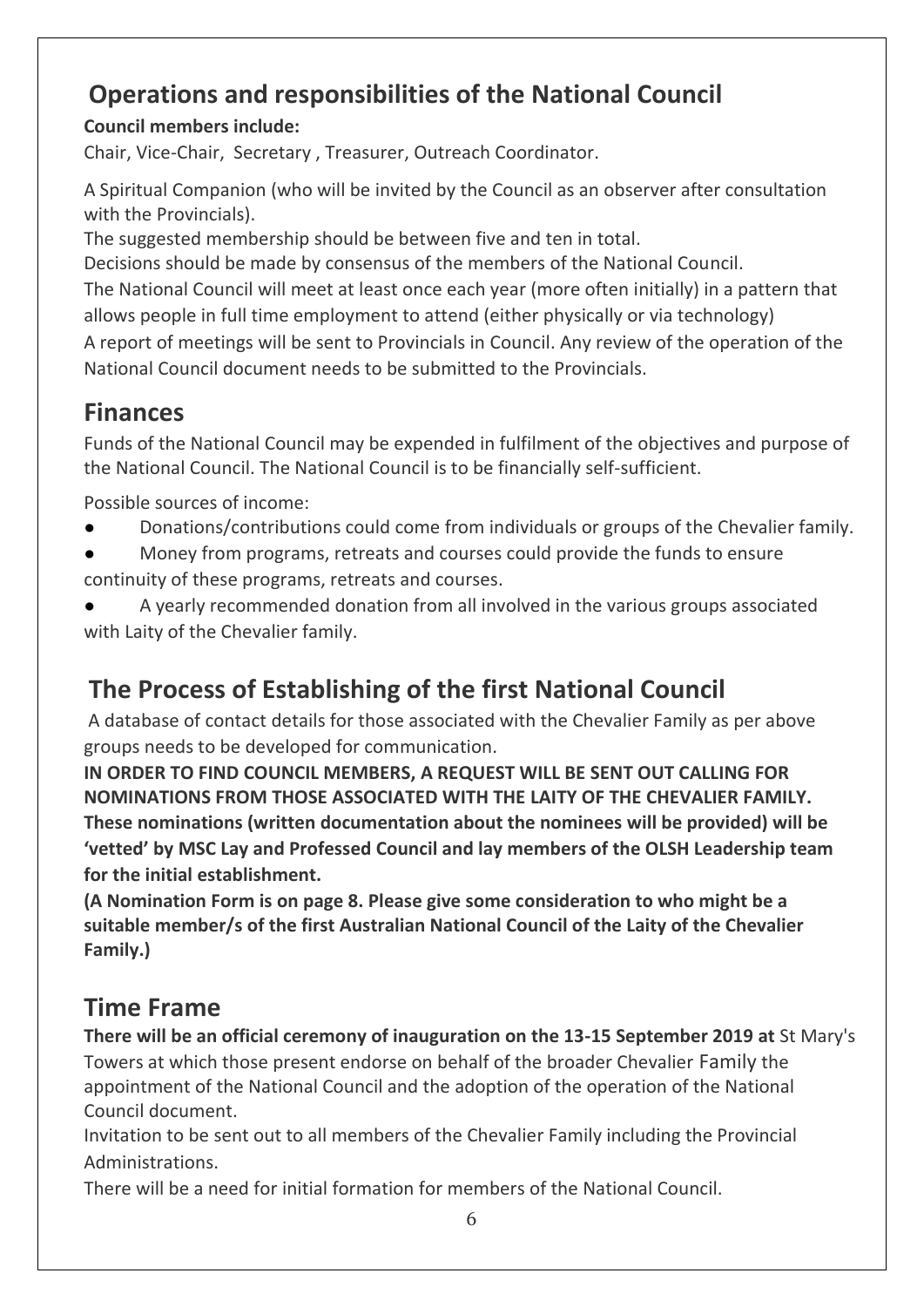## Operations and responsibilities of the National Council

**Council members include:**

Chair, Vice-Chair, Secretary , Treasurer, Outreach Coordinator.

A Spiritual Companion (who will be invited by the Council as an observer after consultation with the Provincials).

The suggested membership should be between five and ten in total.

Decisions should be made by consensus of the members of the National Council.

The National Council will meet at least once each year (more often initially) in a pattern that allows people in full time employment to attend (either physically or via technology)

A report of meetings will be sent to Provincials in Council. Any review of the operation of the National Council document needs to be submitted to the Provincials.

## Finances

Funds of the National Council may be expended in fulfilment of the objectives and purpose of the National Council. The National Council is to be financially self-sufficient.

Possible sources of income:

- Donations/contributions could come from individuals or groups of the Chevalier family.
- Money from programs, retreats and courses could provide the funds to ensure continuity of these programs, retreats and courses.
- A yearly recommended donation from all involved in the various groups associated with Laity of the Chevalier family.

## The Process of Establishing of the first National Council

A database of contact details for those associated with the Chevalier Family as per above groups needs to be developed for communication.

**IN ORDER TO FIND COUNCIL MEMBERS, A REQUEST WILL BE SENT OUT CALLING FOR NOMINATIONS FROM THOSE ASSOCIATED WITH THE LAITY OF THE CHEVALIER FAMILY. These nominations (written documentation about the nominees will be provided) will be 'vetted' by MSC Lay and Professed Council and lay members of the OLSH Leadership team for the initial establishment.**

**(A Nomination Form is on page 8. Please give some consideration to who might be a suitable member/s of the first Australian National Council of the Laity of the Chevalier Family.)**

## Time Frame

**There will be an official ceremony of inauguration on the 13-15 September 2019 at** St Mary's Towers at which those present endorse on behalf of the broader Chevalier Family the appointment of the National Council and the adoption of the operation of the National Council document.

Invitation to be sent out to all members of the Chevalier Family including the Provincial Administrations.

There will be a need for initial formation for members of the National Council.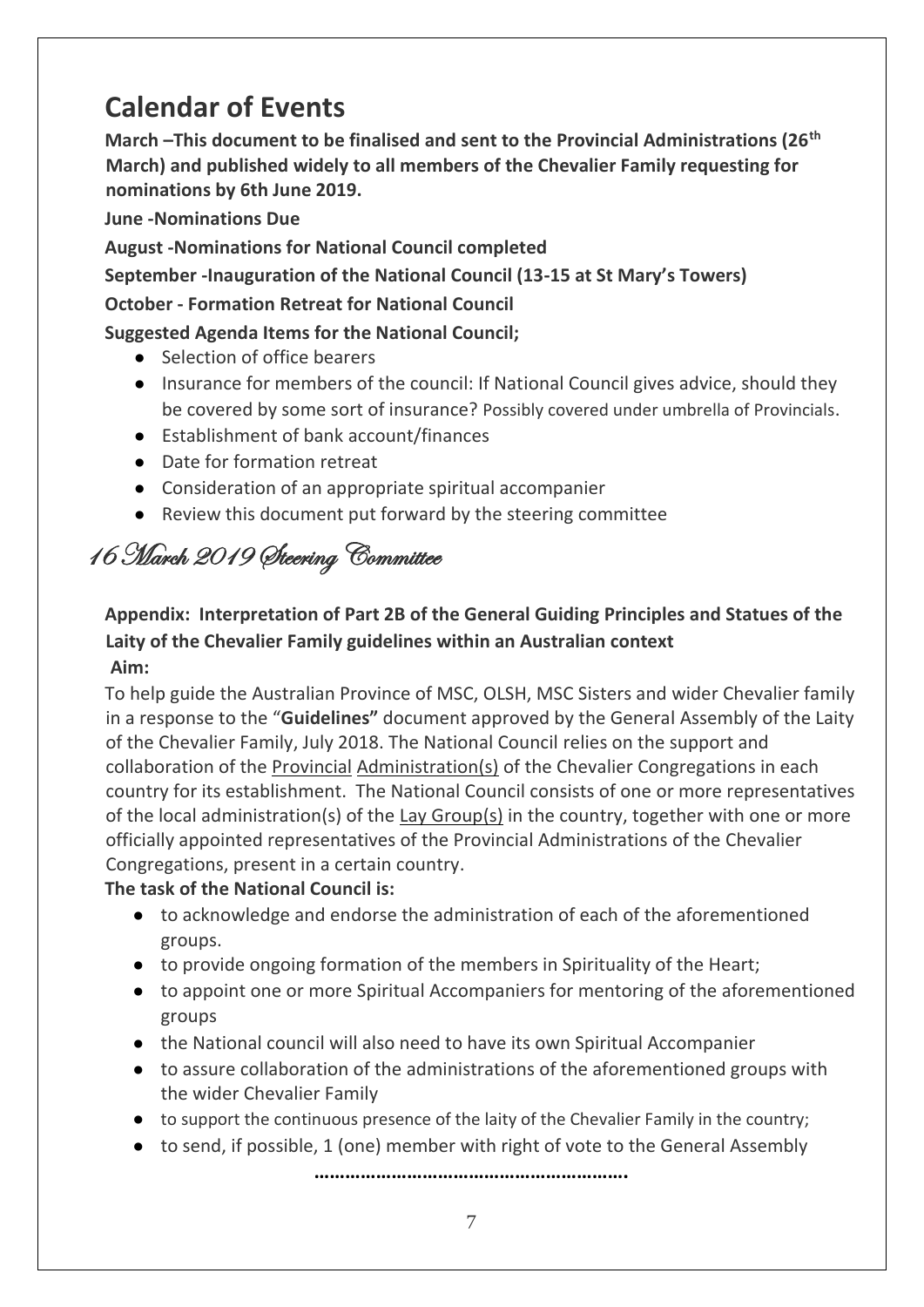# Calendar of Events

**March –This document to be finalised and sent to the Provincial Administrations (26th March) and published widely to all members of the Chevalier Family requesting for nominations by 6th June 2019.**

**June -Nominations Due**

**August -Nominations for National Council completed**

**September -Inauguration of the National Council (13-15 at St Mary's Towers)**

**October - Formation Retreat for National Council**

**Suggested Agenda Items for the National Council;**

- Selection of office bearers
- Insurance for members of the council: If National Council gives advice, should they be covered by some sort of insurance? Possibly covered under umbrella of Provincials.
- Establishment of bank account/finances
- Date for formation retreat
- Consideration of an appropriate spiritual accompanier
- Review this document put forward by the steering committee

*16 March 2019 Steering Committee*

**Appendix: Interpretation of Part 2B of the General Guiding Principles and Statues of the Laity of the Chevalier Family guidelines within an Australian context**

**Aim:**

To help guide the Australian Province of MSC, OLSH, MSC Sisters and wider Chevalier family in a response to the "**Guidelines"** document approved by the General Assembly of the Laity of the Chevalier Family, July 2018. The National Council relies on the support and collaboration of the Provincial Administration(s) of the Chevalier Congregations in each country for its establishment. The National Council consists of one or more representatives of the local administration(s) of the Lay Group(s) in the country, together with one or more officially appointed representatives of the Provincial Administrations of the Chevalier Congregations, present in a certain country.

**The task of the National Council is:**

- to acknowledge and endorse the administration of each of the aforementioned groups.
- to provide ongoing formation of the members in Spirituality of the Heart;
- to appoint one or more Spiritual Accompaniers for mentoring of the aforementioned groups
- the National council will also need to have its own Spiritual Accompanier
- to assure collaboration of the administrations of the aforementioned groups with the wider Chevalier Family
- to support the continuous presence of the laity of the Chevalier Family in the country;
- to send, if possible, 1 (one) member with right of vote to the General Assembly

**…………………………………………………….**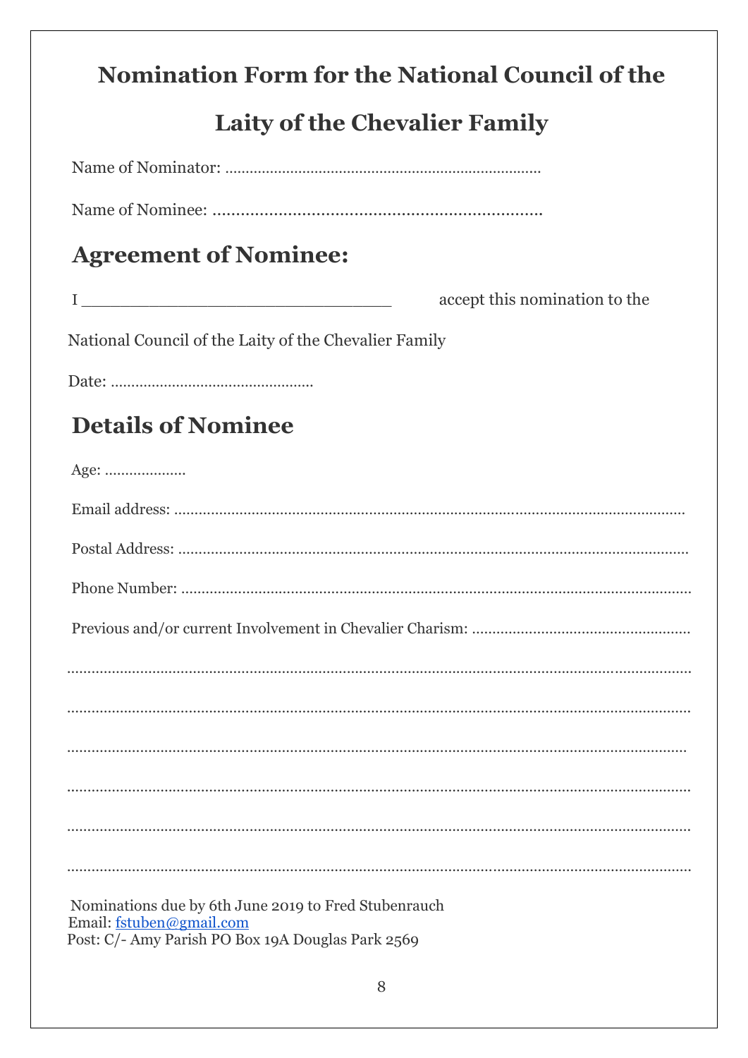# Nomination Form for the National Council of the Laity of the Chevalier Family

Name of Nominator: ............................................................................

Name of Nominee: .......................................................................

## Agreement of Nominee:

I ________________________________ accept this nomination to the National Council of the Laity of the Chevalier Family

Date: .................................................

## Details of Nominee

Age: ....................

Email address: ..............................................................................................................................

Postal Address: ............................................................................................................................

Phone Number: ............................................................................................................................

Previous and/or current Involvement in Chevalier Charism: .....................................................

..........................................................................................................................................................

..........................................................................................................................................................

..........................................................................................................................................................

..........................................................................................................................................................

..........................................................................................................................................................

..........................................................................................................................................................

Nominations due by 6th June 2019 to Fred Stubenrauch
Email: fstuben@gmail.com
Post: C/- Amy Parish PO Box 19A Douglas Park 2569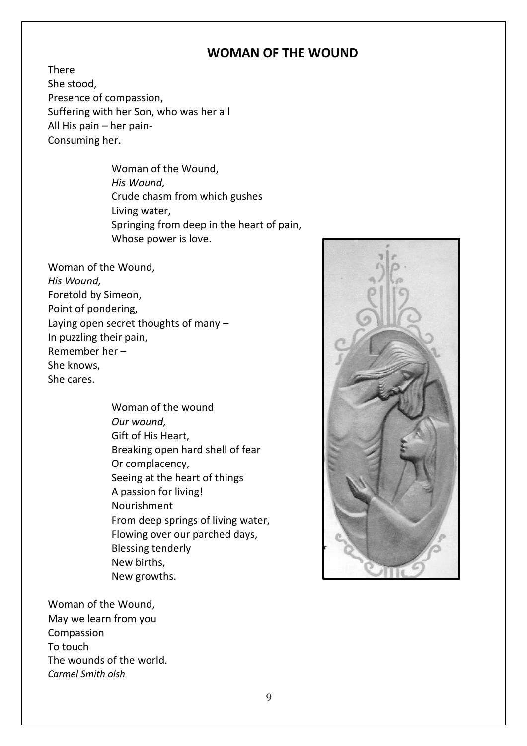## WOMAN OF THE WOUND

There  
She stood,  
Presence of compassion,  
Suffering with her Son, who was her all  
All His pain – her pain-  
Consuming her.

Woman of the Wound,  
*His Wound,*  
Crude chasm from which gushes  
Living water,  
Springing from deep in the heart of pain,  
Whose power is love.

Woman of the Wound,  
*His Wound,*  
Foretold by Simeon,  
Point of pondering,  
Laying open secret thoughts of many –  
In puzzling their pain,  
Remember her –  
She knows,  
She cares.

Woman of the wound  
*Our wound,*  
Gift of His Heart,  
Breaking open hard shell of fear  
Or complacency,  
Seeing at the heart of things  
A passion for living!  
Nourishment  
From deep springs of living water,  
Flowing over our parched days,  
Blessing tenderly  
New births,  
New growths.

Woman of the Wound,  
May we learn from you  
Compassion  
To touch  
The wounds of the world.  
*Carmel Smith olsh*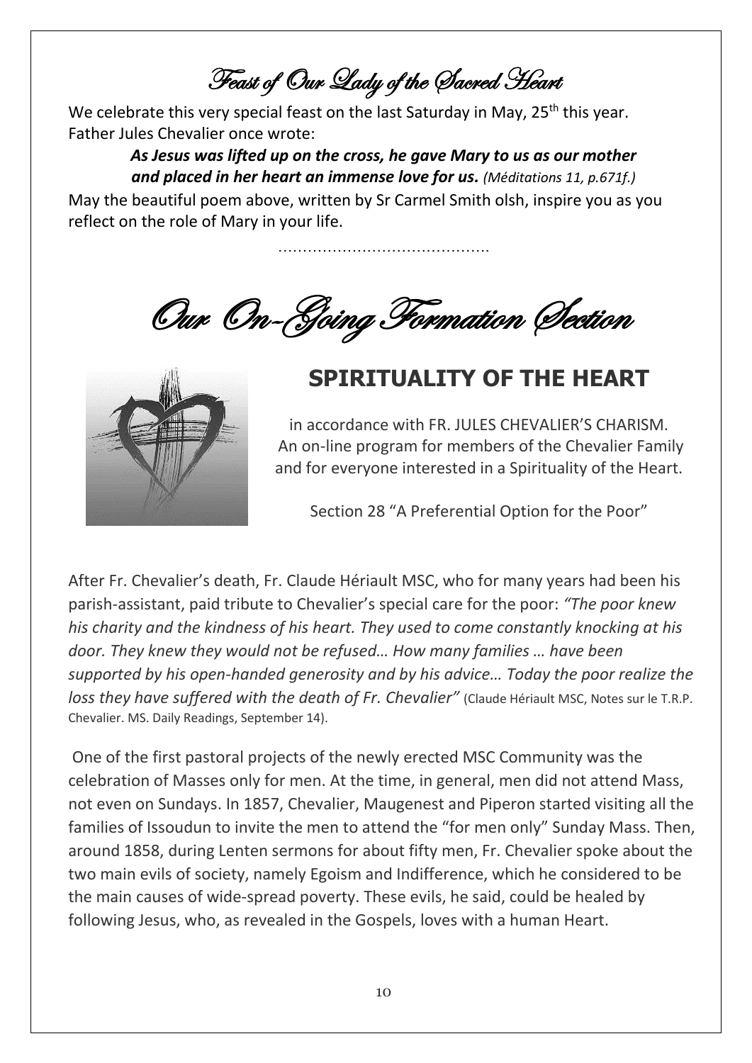# Feast of Our Lady of the Sacred Heart

We celebrate this very special feast on the last Saturday in May, 25th this year. Father Jules Chevalier once wrote:

> ***As Jesus was lifted up on the cross, he gave Mary to us as our mother and placed in her heart an immense love for us.*** *(Méditations 11, p.671f.)*

May the beautiful poem above, written by Sr Carmel Smith olsh, inspire you as you reflect on the role of Mary in your life.

……………………………………

# Our On-Going Formation Section

## SPIRITUALITY OF THE HEART

in accordance with FR. JULES CHEVALIER'S CHARISM.
An on-line program for members of the Chevalier Family and for everyone interested in a Spirituality of the Heart.

Section 28 "A Preferential Option for the Poor"

After Fr. Chevalier's death, Fr. Claude Hériault MSC, who for many years had been his parish-assistant, paid tribute to Chevalier's special care for the poor: *"The poor knew his charity and the kindness of his heart. They used to come constantly knocking at his door. They knew they would not be refused… How many families … have been supported by his open-handed generosity and by his advice… Today the poor realize the loss they have suffered with the death of Fr. Chevalier"* (Claude Hériault MSC, Notes sur le T.R.P. Chevalier. MS. Daily Readings, September 14).

One of the first pastoral projects of the newly erected MSC Community was the celebration of Masses only for men. At the time, in general, men did not attend Mass, not even on Sundays. In 1857, Chevalier, Maugenest and Piperon started visiting all the families of Issoudun to invite the men to attend the "for men only" Sunday Mass. Then, around 1858, during Lenten sermons for about fifty men, Fr. Chevalier spoke about the two main evils of society, namely Egoism and Indifference, which he considered to be the main causes of wide-spread poverty. These evils, he said, could be healed by following Jesus, who, as revealed in the Gospels, loves with a human Heart.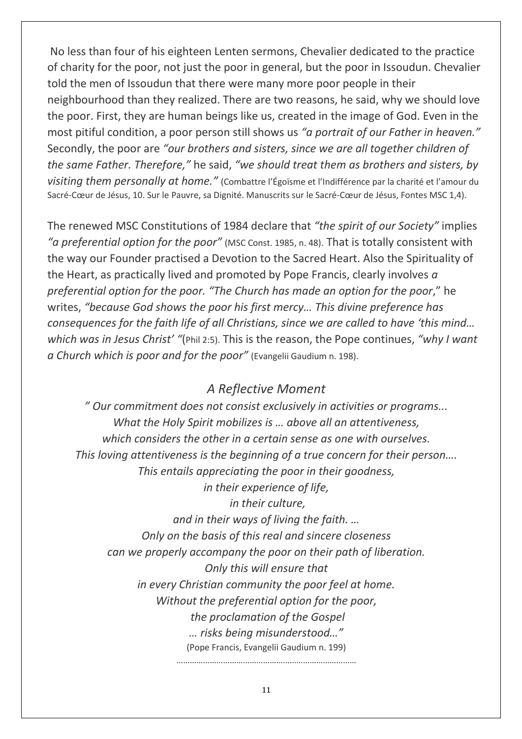No less than four of his eighteen Lenten sermons, Chevalier dedicated to the practice of charity for the poor, not just the poor in general, but the poor in Issoudun. Chevalier told the men of Issoudun that there were many more poor people in their neighbourhood than they realized. There are two reasons, he said, why we should love the poor. First, they are human beings like us, created in the image of God. Even in the most pitiful condition, a poor person still shows us *"a portrait of our Father in heaven."* Secondly, the poor are *"our brothers and sisters, since we are all together children of the same Father. Therefore,"* he said, *"we should treat them as brothers and sisters, by visiting them personally at home."* (Combattre l'Égoïsme et l'Indifférence par la charité et l'amour du Sacré-Cœur de Jésus, 10. Sur le Pauvre, sa Dignité. Manuscrits sur le Sacré-Cœur de Jésus, Fontes MSC 1,4).

The renewed MSC Constitutions of 1984 declare that *"the spirit of our Society"* implies *"a preferential option for the poor"* (MSC Const. 1985, n. 48). That is totally consistent with the way our Founder practised a Devotion to the Sacred Heart. Also the Spirituality of the Heart, as practically lived and promoted by Pope Francis, clearly involves *a preferential option for the poor. "The Church has made an option for the poor*," he writes, *"because God shows the poor his first mercy… This divine preference has consequences for the faith life of all Christians, since we are called to have 'this mind… which was in Jesus Christ' "*(Phil 2:5). This is the reason, the Pope continues, *"why I want a Church which is poor and for the poor"* (Evangelii Gaudium n. 198).

## *A Reflective Moment*

*" Our commitment does not consist exclusively in activities or programs...*
*What the Holy Spirit mobilizes is … above all an attentiveness,*
*which considers the other in a certain sense as one with ourselves.*
*This loving attentiveness is the beginning of a true concern for their person….*
*This entails appreciating the poor in their goodness,*
*in their experience of life,*
*in their culture,*
*and in their ways of living the faith. …*
*Only on the basis of this real and sincere closeness*
*can we properly accompany the poor on their path of liberation.*
*Only this will ensure that*
*in every Christian community the poor feel at home.*
*Without the preferential option for the poor,*
*the proclamation of the Gospel*
*… risks being misunderstood…"*

(Pope Francis, Evangelii Gaudium n. 199)

…………………………………………………………………………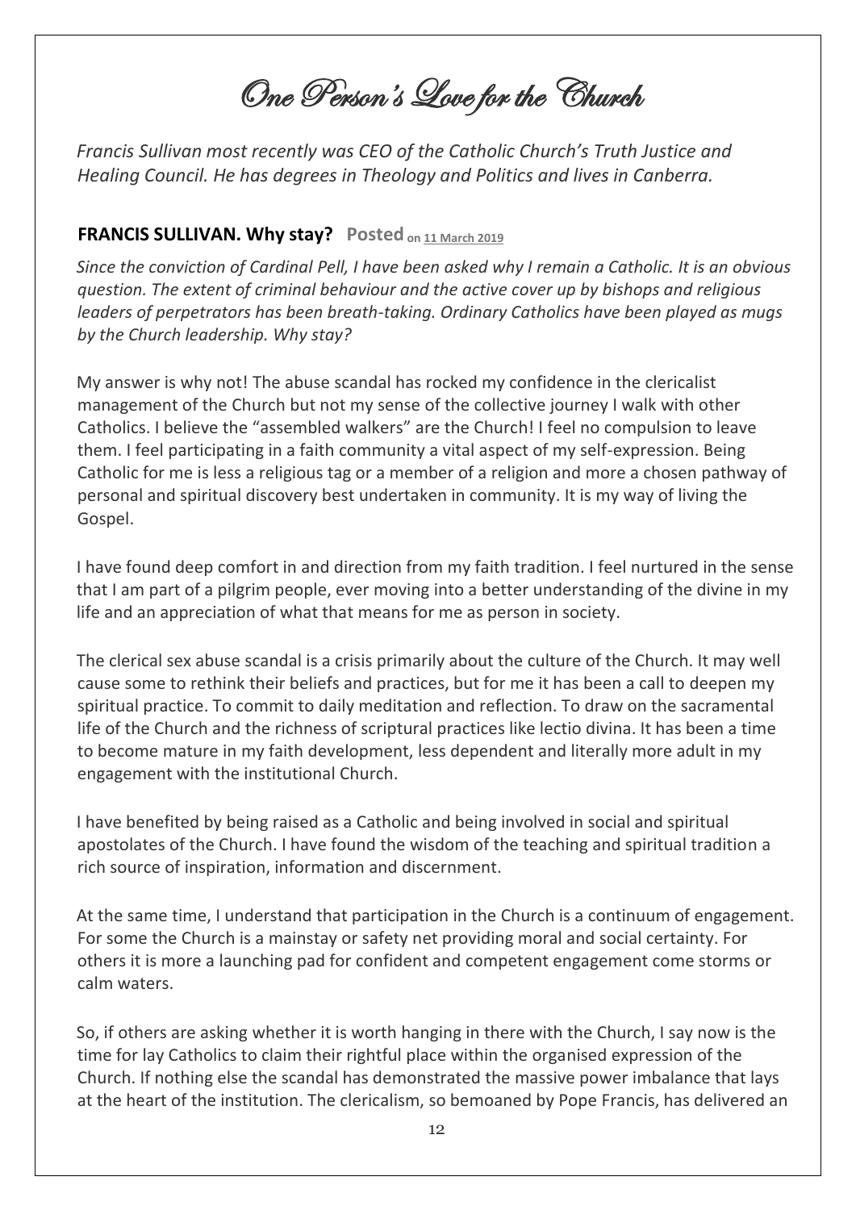# One Person's Love for the Church

*Francis Sullivan most recently was CEO of the Catholic Church's Truth Justice and Healing Council. He has degrees in Theology and Politics and lives in Canberra.*

## FRANCIS SULLIVAN. Why stay? Posted on 11 March 2019

*Since the conviction of Cardinal Pell, I have been asked why I remain a Catholic. It is an obvious question. The extent of criminal behaviour and the active cover up by bishops and religious leaders of perpetrators has been breath-taking. Ordinary Catholics have been played as mugs by the Church leadership. Why stay?*

My answer is why not! The abuse scandal has rocked my confidence in the clericalist management of the Church but not my sense of the collective journey I walk with other Catholics. I believe the "assembled walkers" are the Church! I feel no compulsion to leave them. I feel participating in a faith community a vital aspect of my self-expression. Being Catholic for me is less a religious tag or a member of a religion and more a chosen pathway of personal and spiritual discovery best undertaken in community. It is my way of living the Gospel.

I have found deep comfort in and direction from my faith tradition. I feel nurtured in the sense that I am part of a pilgrim people, ever moving into a better understanding of the divine in my life and an appreciation of what that means for me as person in society.

The clerical sex abuse scandal is a crisis primarily about the culture of the Church. It may well cause some to rethink their beliefs and practices, but for me it has been a call to deepen my spiritual practice. To commit to daily meditation and reflection. To draw on the sacramental life of the Church and the richness of scriptural practices like lectio divina. It has been a time to become mature in my faith development, less dependent and literally more adult in my engagement with the institutional Church.

I have benefited by being raised as a Catholic and being involved in social and spiritual apostolates of the Church. I have found the wisdom of the teaching and spiritual tradition a rich source of inspiration, information and discernment.

At the same time, I understand that participation in the Church is a continuum of engagement. For some the Church is a mainstay or safety net providing moral and social certainty. For others it is more a launching pad for confident and competent engagement come storms or calm waters.

So, if others are asking whether it is worth hanging in there with the Church, I say now is the time for lay Catholics to claim their rightful place within the organised expression of the Church. If nothing else the scandal has demonstrated the massive power imbalance that lays at the heart of the institution. The clericalism, so bemoaned by Pope Francis, has delivered an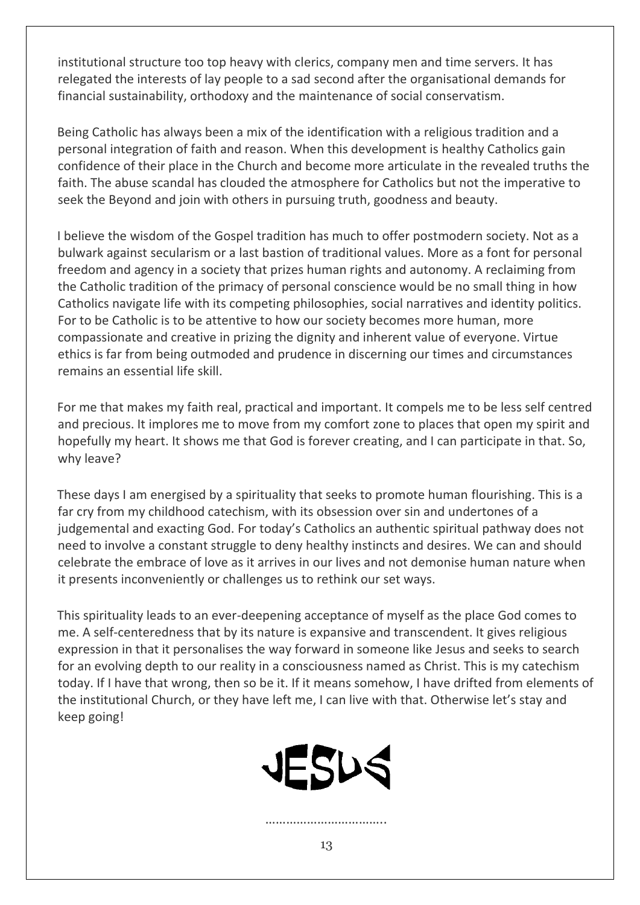institutional structure too top heavy with clerics, company men and time servers. It has relegated the interests of lay people to a sad second after the organisational demands for financial sustainability, orthodoxy and the maintenance of social conservatism.

Being Catholic has always been a mix of the identification with a religious tradition and a personal integration of faith and reason. When this development is healthy Catholics gain confidence of their place in the Church and become more articulate in the revealed truths the faith. The abuse scandal has clouded the atmosphere for Catholics but not the imperative to seek the Beyond and join with others in pursuing truth, goodness and beauty.

I believe the wisdom of the Gospel tradition has much to offer postmodern society. Not as a bulwark against secularism or a last bastion of traditional values. More as a font for personal freedom and agency in a society that prizes human rights and autonomy. A reclaiming from the Catholic tradition of the primacy of personal conscience would be no small thing in how Catholics navigate life with its competing philosophies, social narratives and identity politics. For to be Catholic is to be attentive to how our society becomes more human, more compassionate and creative in prizing the dignity and inherent value of everyone. Virtue ethics is far from being outmoded and prudence in discerning our times and circumstances remains an essential life skill.

For me that makes my faith real, practical and important. It compels me to be less self centred and precious. It implores me to move from my comfort zone to places that open my spirit and hopefully my heart. It shows me that God is forever creating, and I can participate in that. So, why leave?

These days I am energised by a spirituality that seeks to promote human flourishing. This is a far cry from my childhood catechism, with its obsession over sin and undertones of a judgemental and exacting God. For today's Catholics an authentic spiritual pathway does not need to involve a constant struggle to deny healthy instincts and desires. We can and should celebrate the embrace of love as it arrives in our lives and not demonise human nature when it presents inconveniently or challenges us to rethink our set ways.

This spirituality leads to an ever-deepening acceptance of myself as the place God comes to me. A self-centeredness that by its nature is expansive and transcendent. It gives religious expression in that it personalises the way forward in someone like Jesus and seeks to search for an evolving depth to our reality in a consciousness named as Christ. This is my catechism today. If I have that wrong, then so be it. If it means somehow, I have drifted from elements of the institutional Church, or they have left me, I can live with that. Otherwise let's stay and keep going!

JESUS

……………………………..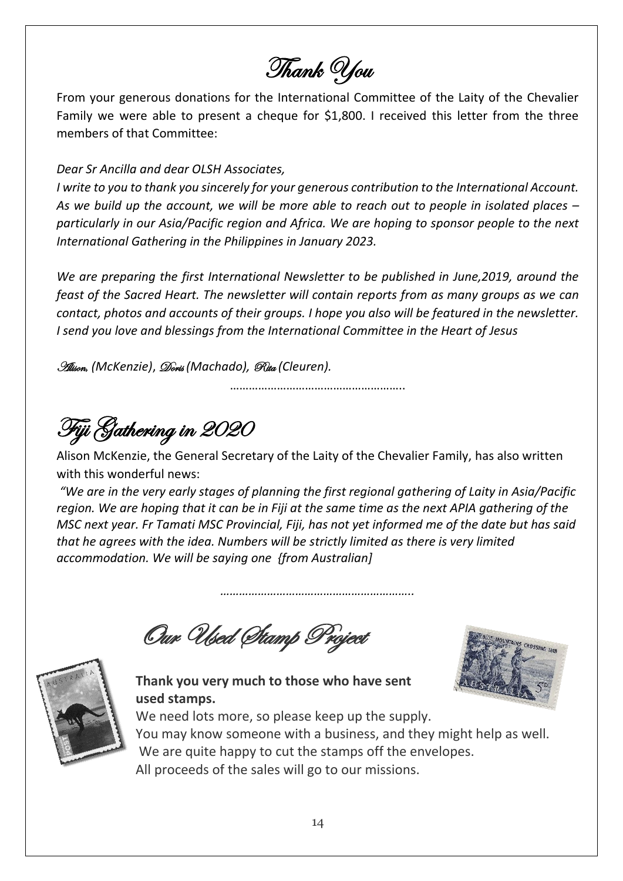# Thank You

From your generous donations for the International Committee of the Laity of the Chevalier Family we were able to present a cheque for $1,800. I received this letter from the three members of that Committee:

*Dear Sr Ancilla and dear OLSH Associates,*

*I write to you to thank you sincerely for your generous contribution to the International Account. As we build up the account, we will be more able to reach out to people in isolated places – particularly in our Asia/Pacific region and Africa. We are hoping to sponsor people to the next International Gathering in the Philippines in January 2023.*

*We are preparing the first International Newsletter to be published in June,2019, around the feast of the Sacred Heart. The newsletter will contain reports from as many groups as we can contact, photos and accounts of their groups. I hope you also will be featured in the newsletter. I send you love and blessings from the International Committee in the Heart of Jesus*

*Alison, (McKenzie), Doris (Machado), Rita (Cleuren).*

………………………………………………..

# Fiji Gathering in 2020

Alison McKenzie, the General Secretary of the Laity of the Chevalier Family, has also written with this wonderful news:

*"We are in the very early stages of planning the first regional gathering of Laity in Asia/Pacific region. We are hoping that it can be in Fiji at the same time as the next APIA gathering of the MSC next year. Fr Tamati MSC Provincial, Fiji, has not yet informed me of the date but has said that he agrees with the idea. Numbers will be strictly limited as there is very limited accommodation. We will be saying one {from Australian]*

……………………………………………………..

# Our Used Stamp Project

**Thank you very much to those who have sent used stamps.**

We need lots more, so please keep up the supply.
You may know someone with a business, and they might help as well.
We are quite happy to cut the stamps off the envelopes.
All proceeds of the sales will go to our missions.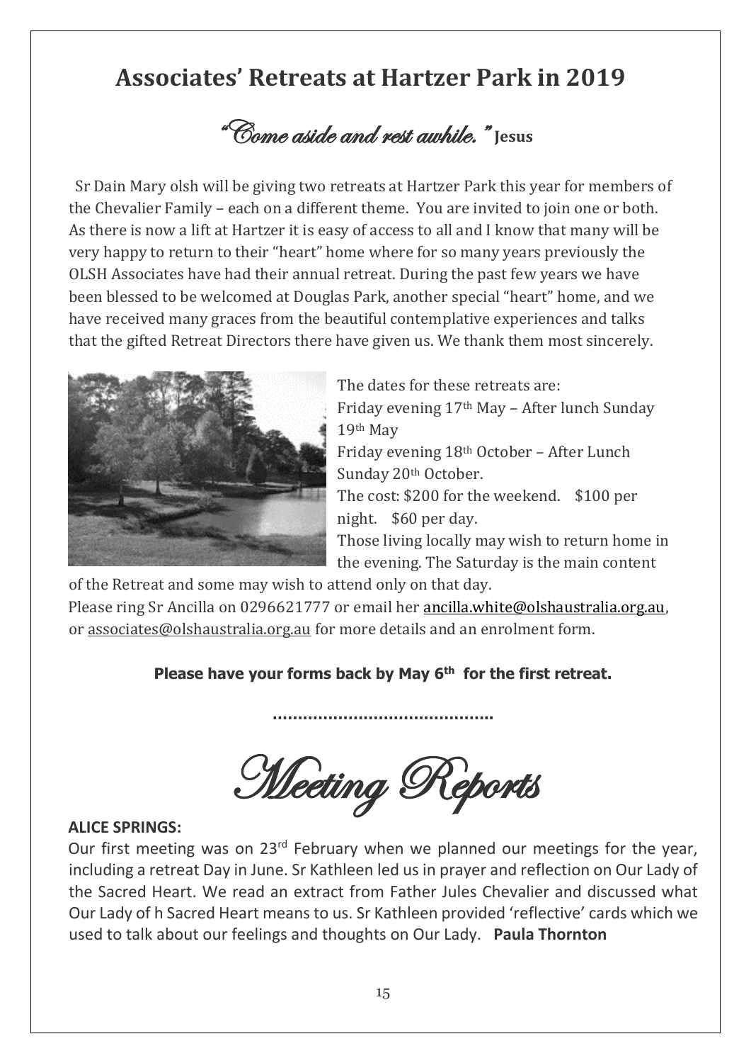## Associates' Retreats at Hartzer Park in 2019

*"Come aside and rest awhile."* **Jesus**

Sr Dain Mary olsh will be giving two retreats at Hartzer Park this year for members of the Chevalier Family – each on a different theme. You are invited to join one or both. As there is now a lift at Hartzer it is easy of access to all and I know that many will be very happy to return to their "heart" home where for so many years previously the OLSH Associates have had their annual retreat. During the past few years we have been blessed to be welcomed at Douglas Park, another special "heart" home, and we have received many graces from the beautiful contemplative experiences and talks that the gifted Retreat Directors there have given us. We thank them most sincerely.

The dates for these retreats are:
Friday evening 17th May – After lunch Sunday 19th May
Friday evening 18th October – After Lunch Sunday 20th October.
The cost: $200 for the weekend. $100 per night. $60 per day.
Those living locally may wish to return home in the evening. The Saturday is the main content of the Retreat and some may wish to attend only on that day.
Please ring Sr Ancilla on 0296621777 or email her ancilla.white@olshaustralia.org.au, or associates@olshaustralia.org.au for more details and an enrolment form.

**Please have your forms back by May 6th for the first retreat.**

……………………………………..

# *Meeting Reports*

**ALICE SPRINGS:**

Our first meeting was on 23rd February when we planned our meetings for the year, including a retreat Day in June. Sr Kathleen led us in prayer and reflection on Our Lady of the Sacred Heart. We read an extract from Father Jules Chevalier and discussed what Our Lady of h Sacred Heart means to us. Sr Kathleen provided 'reflective' cards which we used to talk about our feelings and thoughts on Our Lady. **Paula Thornton**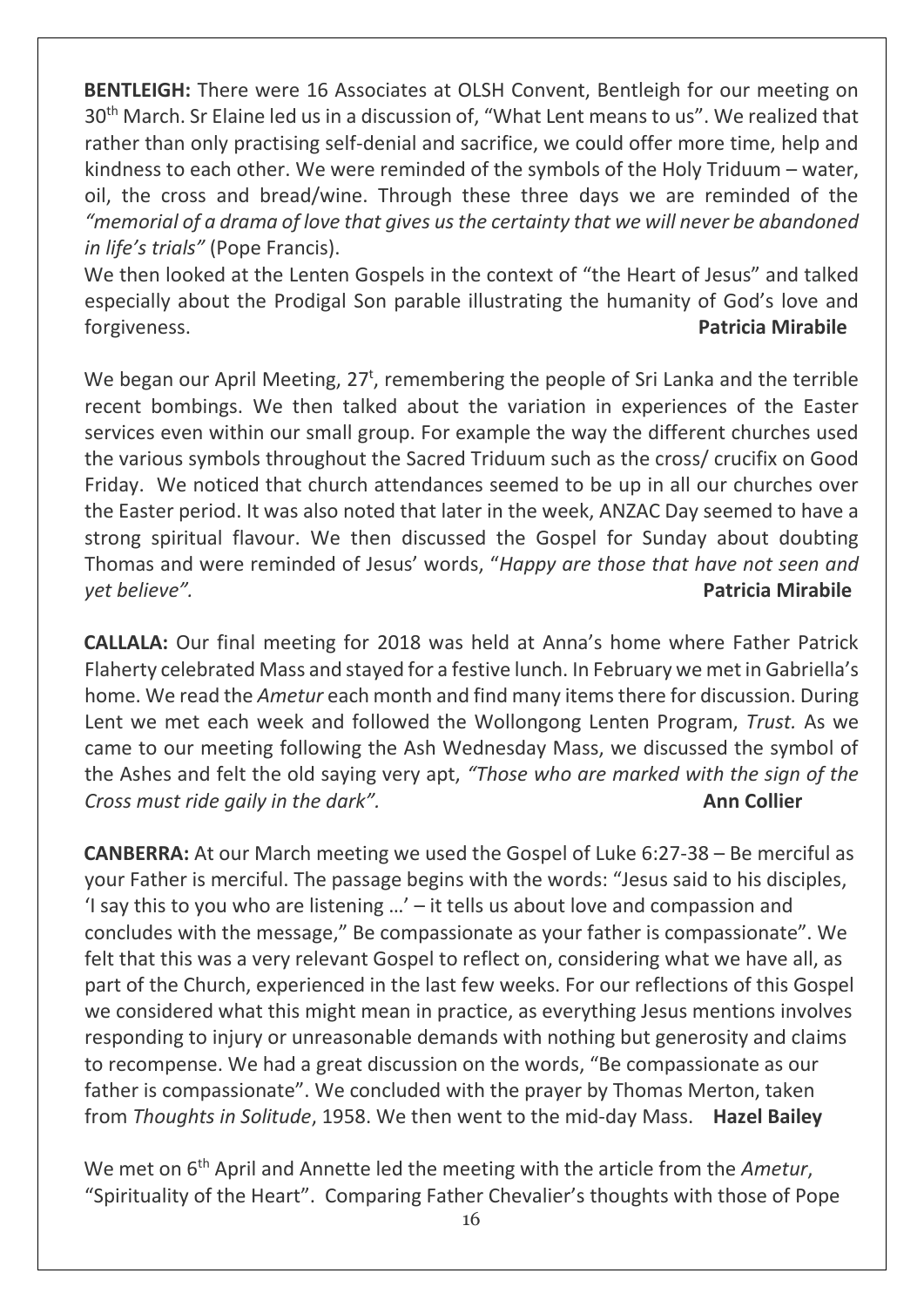**BENTLEIGH:** There were 16 Associates at OLSH Convent, Bentleigh for our meeting on 30th March. Sr Elaine led us in a discussion of, "What Lent means to us". We realized that rather than only practising self-denial and sacrifice, we could offer more time, help and kindness to each other. We were reminded of the symbols of the Holy Triduum – water, oil, the cross and bread/wine. Through these three days we are reminded of the *"memorial of a drama of love that gives us the certainty that we will never be abandoned in life's trials"* (Pope Francis).
We then looked at the Lenten Gospels in the context of "the Heart of Jesus" and talked especially about the Prodigal Son parable illustrating the humanity of God's love and forgiveness. **Patricia Mirabile**

We began our April Meeting, 27t, remembering the people of Sri Lanka and the terrible recent bombings. We then talked about the variation in experiences of the Easter services even within our small group. For example the way the different churches used the various symbols throughout the Sacred Triduum such as the cross/ crucifix on Good Friday. We noticed that church attendances seemed to be up in all our churches over the Easter period. It was also noted that later in the week, ANZAC Day seemed to have a strong spiritual flavour. We then discussed the Gospel for Sunday about doubting Thomas and were reminded of Jesus' words, "*Happy are those that have not seen and yet believe".* **Patricia Mirabile**

**CALLALA:** Our final meeting for 2018 was held at Anna's home where Father Patrick Flaherty celebrated Mass and stayed for a festive lunch. In February we met in Gabriella's home. We read the *Ametur* each month and find many items there for discussion. During Lent we met each week and followed the Wollongong Lenten Program, *Trust.* As we came to our meeting following the Ash Wednesday Mass, we discussed the symbol of the Ashes and felt the old saying very apt, *"Those who are marked with the sign of the Cross must ride gaily in the dark".* **Ann Collier**

**CANBERRA:** At our March meeting we used the Gospel of Luke 6:27-38 – Be merciful as your Father is merciful. The passage begins with the words: "Jesus said to his disciples, 'I say this to you who are listening …' – it tells us about love and compassion and concludes with the message," Be compassionate as your father is compassionate". We felt that this was a very relevant Gospel to reflect on, considering what we have all, as part of the Church, experienced in the last few weeks. For our reflections of this Gospel we considered what this might mean in practice, as everything Jesus mentions involves responding to injury or unreasonable demands with nothing but generosity and claims to recompense. We had a great discussion on the words, "Be compassionate as our father is compassionate". We concluded with the prayer by Thomas Merton, taken from *Thoughts in Solitude*, 1958. We then went to the mid-day Mass. **Hazel Bailey**

We met on 6th April and Annette led the meeting with the article from the *Ametur*, "Spirituality of the Heart". Comparing Father Chevalier's thoughts with those of Pope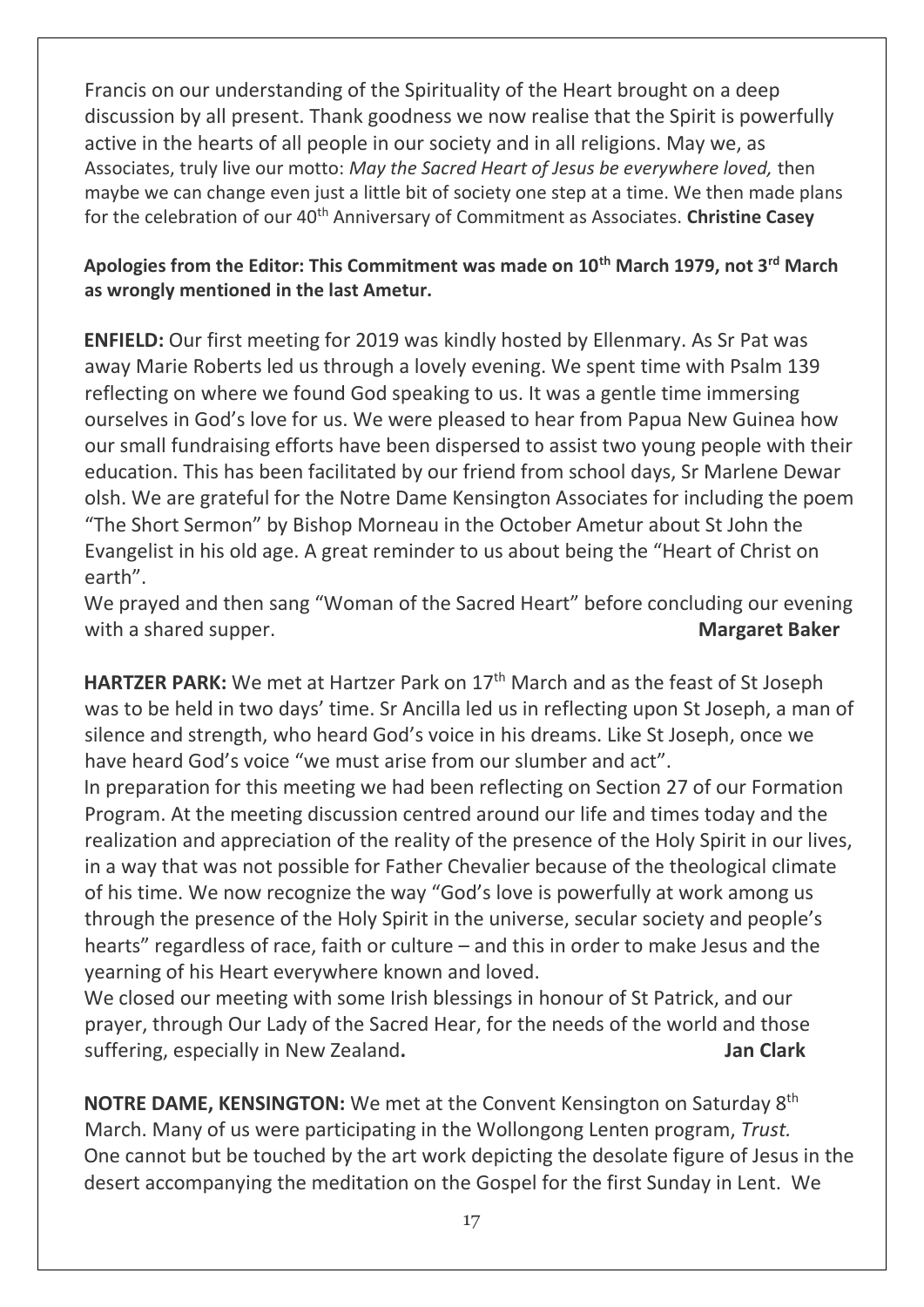Francis on our understanding of the Spirituality of the Heart brought on a deep discussion by all present. Thank goodness we now realise that the Spirit is powerfully active in the hearts of all people in our society and in all religions. May we, as Associates, truly live our motto: *May the Sacred Heart of Jesus be everywhere loved,* then maybe we can change even just a little bit of society one step at a time. We then made plans for the celebration of our 40th Anniversary of Commitment as Associates. **Christine Casey**

**Apologies from the Editor: This Commitment was made on 10th March 1979, not 3rd March as wrongly mentioned in the last Ametur.**

**ENFIELD:** Our first meeting for 2019 was kindly hosted by Ellenmary. As Sr Pat was away Marie Roberts led us through a lovely evening. We spent time with Psalm 139 reflecting on where we found God speaking to us. It was a gentle time immersing ourselves in God's love for us. We were pleased to hear from Papua New Guinea how our small fundraising efforts have been dispersed to assist two young people with their education. This has been facilitated by our friend from school days, Sr Marlene Dewar olsh. We are grateful for the Notre Dame Kensington Associates for including the poem "The Short Sermon" by Bishop Morneau in the October Ametur about St John the Evangelist in his old age. A great reminder to us about being the "Heart of Christ on earth".

We prayed and then sang "Woman of the Sacred Heart" before concluding our evening with a shared supper. **Margaret Baker**

**HARTZER PARK:** We met at Hartzer Park on 17th March and as the feast of St Joseph was to be held in two days' time. Sr Ancilla led us in reflecting upon St Joseph, a man of silence and strength, who heard God's voice in his dreams. Like St Joseph, once we have heard God's voice "we must arise from our slumber and act".

In preparation for this meeting we had been reflecting on Section 27 of our Formation Program. At the meeting discussion centred around our life and times today and the realization and appreciation of the reality of the presence of the Holy Spirit in our lives, in a way that was not possible for Father Chevalier because of the theological climate of his time. We now recognize the way "God's love is powerfully at work among us through the presence of the Holy Spirit in the universe, secular society and people's hearts" regardless of race, faith or culture – and this in order to make Jesus and the yearning of his Heart everywhere known and loved.

We closed our meeting with some Irish blessings in honour of St Patrick, and our prayer, through Our Lady of the Sacred Hear, for the needs of the world and those suffering, especially in New Zealand**.** **Jan Clark**

**NOTRE DAME, KENSINGTON:** We met at the Convent Kensington on Saturday 8th March. Many of us were participating in the Wollongong Lenten program, *Trust.* One cannot but be touched by the art work depicting the desolate figure of Jesus in the desert accompanying the meditation on the Gospel for the first Sunday in Lent. We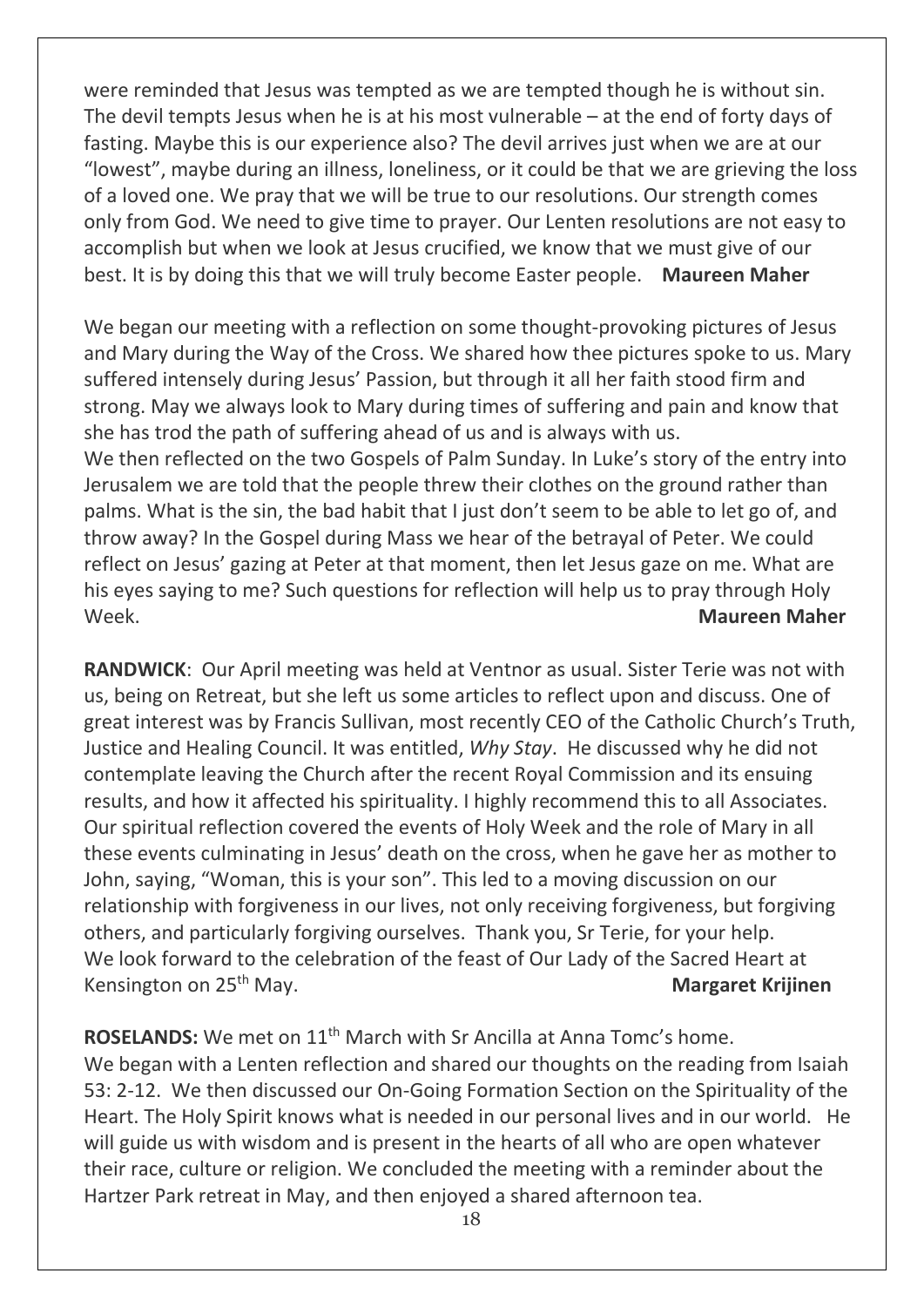were reminded that Jesus was tempted as we are tempted though he is without sin. The devil tempts Jesus when he is at his most vulnerable – at the end of forty days of fasting. Maybe this is our experience also? The devil arrives just when we are at our "lowest", maybe during an illness, loneliness, or it could be that we are grieving the loss of a loved one. We pray that we will be true to our resolutions. Our strength comes only from God. We need to give time to prayer. Our Lenten resolutions are not easy to accomplish but when we look at Jesus crucified, we know that we must give of our best. It is by doing this that we will truly become Easter people. **Maureen Maher**

We began our meeting with a reflection on some thought-provoking pictures of Jesus and Mary during the Way of the Cross. We shared how thee pictures spoke to us. Mary suffered intensely during Jesus' Passion, but through it all her faith stood firm and strong. May we always look to Mary during times of suffering and pain and know that she has trod the path of suffering ahead of us and is always with us.
We then reflected on the two Gospels of Palm Sunday. In Luke's story of the entry into Jerusalem we are told that the people threw their clothes on the ground rather than palms. What is the sin, the bad habit that I just don't seem to be able to let go of, and throw away? In the Gospel during Mass we hear of the betrayal of Peter. We could reflect on Jesus' gazing at Peter at that moment, then let Jesus gaze on me. What are his eyes saying to me? Such questions for reflection will help us to pray through Holy Week. **Maureen Maher**

**RANDWICK**: Our April meeting was held at Ventnor as usual. Sister Terie was not with us, being on Retreat, but she left us some articles to reflect upon and discuss. One of great interest was by Francis Sullivan, most recently CEO of the Catholic Church's Truth, Justice and Healing Council. It was entitled, *Why Stay*. He discussed why he did not contemplate leaving the Church after the recent Royal Commission and its ensuing results, and how it affected his spirituality. I highly recommend this to all Associates. Our spiritual reflection covered the events of Holy Week and the role of Mary in all these events culminating in Jesus' death on the cross, when he gave her as mother to John, saying, "Woman, this is your son". This led to a moving discussion on our relationship with forgiveness in our lives, not only receiving forgiveness, but forgiving others, and particularly forgiving ourselves. Thank you, Sr Terie, for your help.
We look forward to the celebration of the feast of Our Lady of the Sacred Heart at Kensington on 25th May. **Margaret Krijinen**

**ROSELANDS:** We met on 11th March with Sr Ancilla at Anna Tomc's home.
We began with a Lenten reflection and shared our thoughts on the reading from Isaiah 53: 2-12. We then discussed our On-Going Formation Section on the Spirituality of the Heart. The Holy Spirit knows what is needed in our personal lives and in our world. He will guide us with wisdom and is present in the hearts of all who are open whatever their race, culture or religion. We concluded the meeting with a reminder about the Hartzer Park retreat in May, and then enjoyed a shared afternoon tea.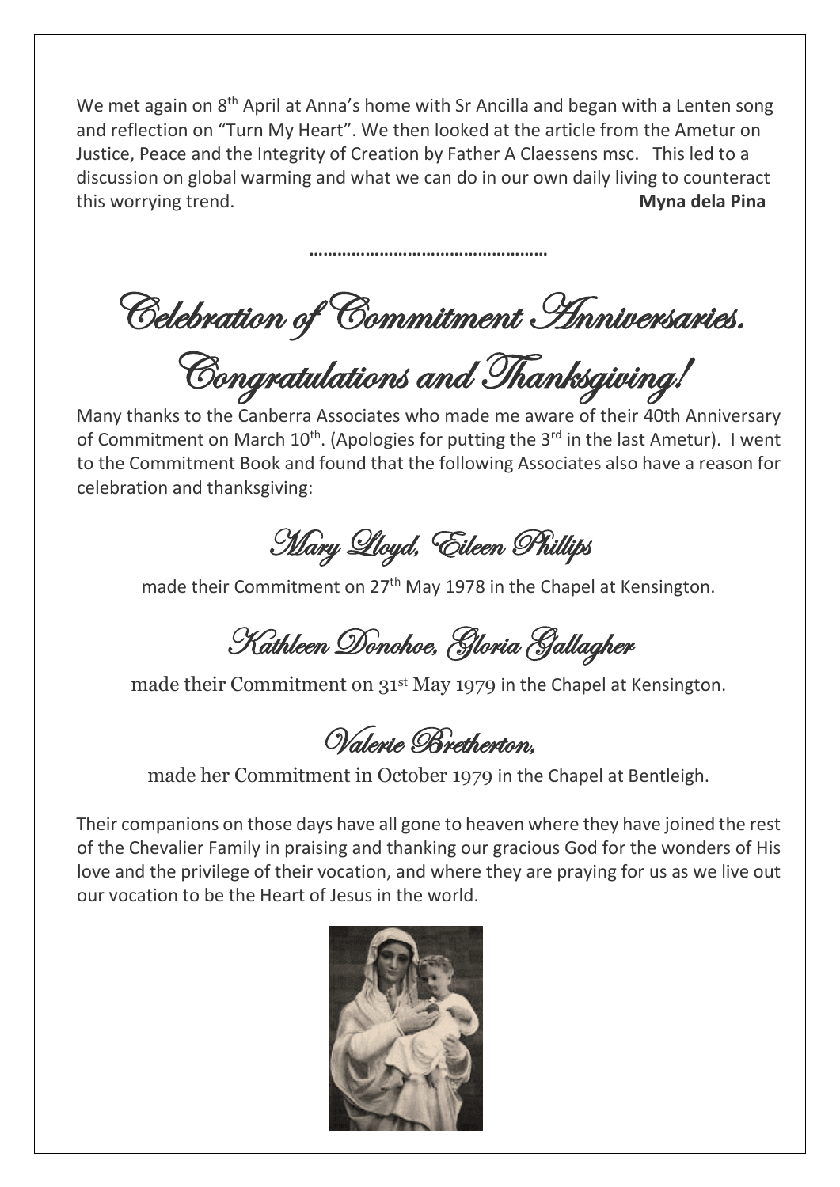We met again on 8th April at Anna's home with Sr Ancilla and began with a Lenten song and reflection on "Turn My Heart". We then looked at the article from the Ametur on Justice, Peace and the Integrity of Creation by Father A Claessens msc. This led to a discussion on global warming and what we can do in our own daily living to counteract this worrying trend. **Myna dela Pina**

…………………………………………

# Celebration of Commitment Anniversaries.

# Congratulations and Thanksgiving!

Many thanks to the Canberra Associates who made me aware of their 40th Anniversary of Commitment on March 10th. (Apologies for putting the 3rd in the last Ametur). I went to the Commitment Book and found that the following Associates also have a reason for celebration and thanksgiving:

## Mary Lloyd, Eileen Phillips

made their Commitment on 27th May 1978 in the Chapel at Kensington.

## Kathleen Donohoe, Gloria Gallagher

made their Commitment on 31st May 1979 in the Chapel at Kensington.

## Valerie Bretherton,

made her Commitment in October 1979 in the Chapel at Bentleigh.

Their companions on those days have all gone to heaven where they have joined the rest of the Chevalier Family in praising and thanking our gracious God for the wonders of His love and the privilege of their vocation, and where they are praying for us as we live out our vocation to be the Heart of Jesus in the world.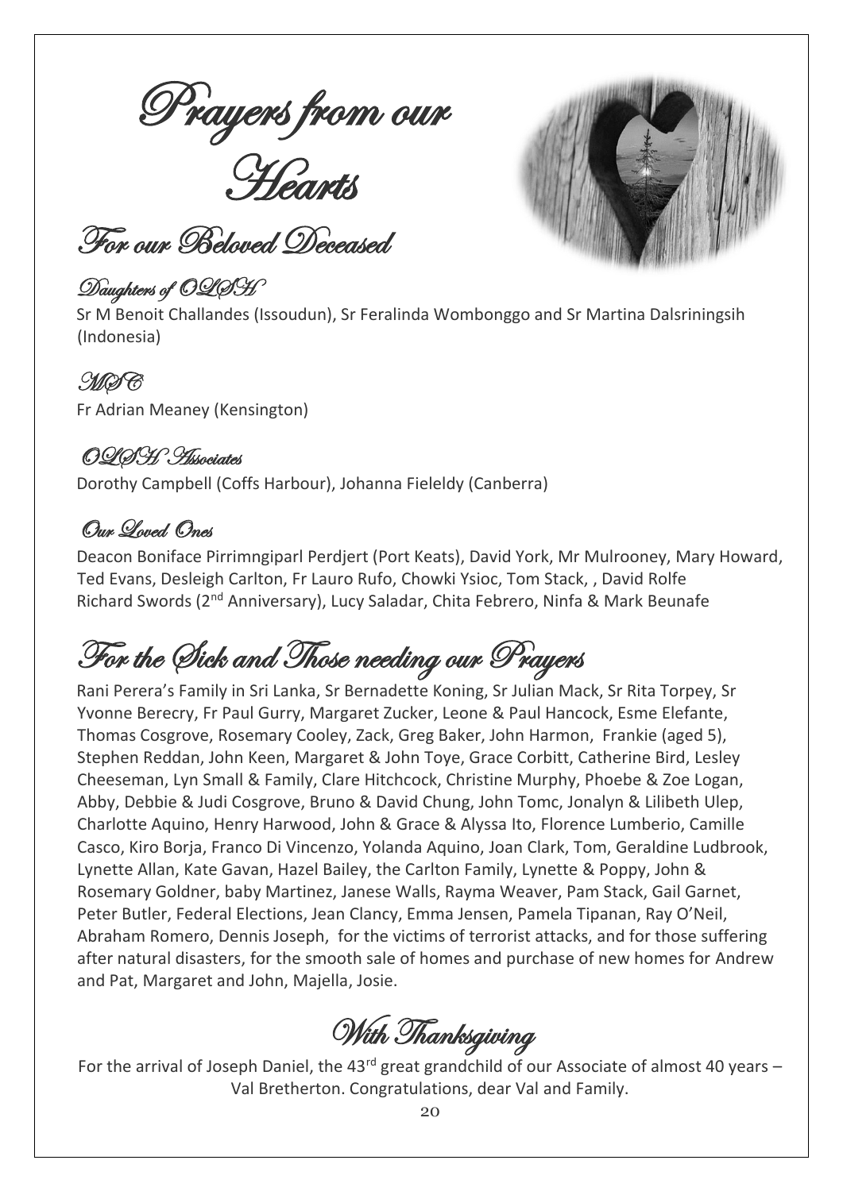# Prayers from our Hearts

## For our Beloved Deceased

### Daughters of OLSH

Sr M Benoit Challandes (Issoudun), Sr Feralinda Wombonggo and Sr Martina Dalsriningsih (Indonesia)

### MSC

Fr Adrian Meaney (Kensington)

### OLSH Associates

Dorothy Campbell (Coffs Harbour), Johanna Fieleldy (Canberra)

### Our Loved Ones

Deacon Boniface Pirrimngiparl Perdjert (Port Keats), David York, Mr Mulrooney, Mary Howard, Ted Evans, Desleigh Carlton, Fr Lauro Rufo, Chowki Ysioc, Tom Stack, , David Rolfe Richard Swords (2nd Anniversary), Lucy Saladar, Chita Febrero, Ninfa & Mark Beunafe

## For the Sick and Those needing our Prayers

Rani Perera's Family in Sri Lanka, Sr Bernadette Koning, Sr Julian Mack, Sr Rita Torpey, Sr Yvonne Berecry, Fr Paul Gurry, Margaret Zucker, Leone & Paul Hancock, Esme Elefante, Thomas Cosgrove, Rosemary Cooley, Zack, Greg Baker, John Harmon, Frankie (aged 5), Stephen Reddan, John Keen, Margaret & John Toye, Grace Corbitt, Catherine Bird, Lesley Cheeseman, Lyn Small & Family, Clare Hitchcock, Christine Murphy, Phoebe & Zoe Logan, Abby, Debbie & Judi Cosgrove, Bruno & David Chung, John Tomc, Jonalyn & Lilibeth Ulep, Charlotte Aquino, Henry Harwood, John & Grace & Alyssa Ito, Florence Lumberio, Camille Casco, Kiro Borja, Franco Di Vincenzo, Yolanda Aquino, Joan Clark, Tom, Geraldine Ludbrook, Lynette Allan, Kate Gavan, Hazel Bailey, the Carlton Family, Lynette & Poppy, John & Rosemary Goldner, baby Martinez, Janese Walls, Rayma Weaver, Pam Stack, Gail Garnet, Peter Butler, Federal Elections, Jean Clancy, Emma Jensen, Pamela Tipanan, Ray O'Neil, Abraham Romero, Dennis Joseph, for the victims of terrorist attacks, and for those suffering after natural disasters, for the smooth sale of homes and purchase of new homes for Andrew and Pat, Margaret and John, Majella, Josie.

## With Thanksgiving

For the arrival of Joseph Daniel, the 43rd great grandchild of our Associate of almost 40 years – Val Bretherton. Congratulations, dear Val and Family.